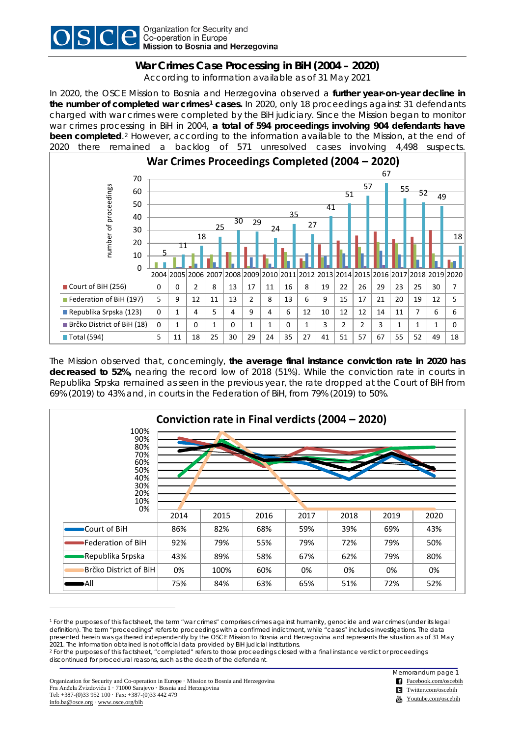# War Crimes Case Processing in BiH (2004 – 2020)

According to information available as of 31 May 2021

In 2020, the OSCE Mission to Bosnia and Herzegovina observed a **further year-on-year decline in the number of completed war crimes[1] cases.** In 2020, only 18 proceedings against 31 defendants charged with war crimes were completed by the BiH judiciary. Since the Mission began to monitor war crimes processing in BiH in 2004, **a total of 594 proceedings involving 904 defendants have been completed**.[2] However, according to the information available to the Mission, at the end of 2020 there remained a backlog of 571 unresolved cases involving 4,498 suspects.

## War Crimes Proceedings Completed (2004 – 2020)

| | 2004 | 2005 | 2006 | 2007 | 2008 | 2009 | 2010 | 2011 | 2012 | 2013 | 2014 | 2015 | 2016 | 2017 | 2018 | 2019 | 2020 |
|---|---|---|---|---|---|---|---|---|---|---|---|---|---|---|---|---|---|
| Court of BiH (256) | 0 | 0 | 2 | 8 | 13 | 17 | 11 | 16 | 8 | 19 | 22 | 26 | 29 | 23 | 25 | 30 | 7 |
| Federation of BiH (197) | 5 | 9 | 12 | 11 | 13 | 2 | 8 | 13 | 6 | 9 | 15 | 17 | 21 | 20 | 19 | 12 | 5 |
| Republika Srpska (123) | 0 | 1 | 4 | 5 | 4 | 9 | 4 | 6 | 12 | 10 | 12 | 12 | 14 | 11 | 7 | 6 | 6 |
| Brčko District of BiH (18) | 0 | 1 | 0 | 1 | 0 | 1 | 1 | 0 | 1 | 3 | 2 | 2 | 3 | 1 | 1 | 1 | 0 |
| Total (594) | 5 | 11 | 18 | 25 | 30 | 29 | 24 | 35 | 27 | 41 | 51 | 57 | 67 | 55 | 52 | 49 | 18 |

The Mission observed that, concerningly, **the average final instance conviction rate in 2020 has decreased to 52%,** nearing the record low of 2018 (51%). While the conviction rate in courts in Republika Srpska remained as seen in the previous year, the rate dropped at the Court of BiH from 69% (2019) to 43% and, in courts in the Federation of BiH, from 79% (2019) to 50%.

## Conviction rate in Final verdicts (2004 – 2020)

| | 2014 | 2015 | 2016 | 2017 | 2018 | 2019 | 2020 |
|---|---|---|---|---|---|---|---|
| Court of BiH | 86% | 82% | 68% | 59% | 39% | 69% | 43% |
| Federation of BiH | 92% | 79% | 55% | 79% | 72% | 79% | 50% |
| Republika Srpska | 43% | 89% | 58% | 67% | 62% | 79% | 80% |
| Brčko District of BiH | 0% | 100% | 60% | 0% | 0% | 0% | 0% |
| All | 75% | 84% | 63% | 65% | 51% | 72% | 52% |

---

[1] For the purposes of this factsheet, the term "war crimes" comprises crimes against humanity, genocide and war crimes (under its legal definition). The term "proceedings" refers to proceedings with a confirmed indictment, while "cases" includes investigations. The data presented herein was gathered independently by the OSCE Mission to Bosnia and Herzegovina and represents the situation as of 31 May 2021. The information obtained is not official data provided by BiH judicial institutions.

[2] For the purposes of this factsheet, "completed" refers to those proceedings closed with a final instance verdict or proceedings discontinued for procedural reasons, such as the death of the defendant.

Organization for Security and Co-operation in Europe · Mission to Bosnia and Herzegovina
Fra Anđela Zvizdovića 1 · 71000 Sarajevo · Bosnia and Herzegovina
Tel: +387-(0)33 952 100 · Fax: +387-(0)33 442 479
info.ba@osce.org · www.osce.org/bih

Facebook.com/oscebih
Twitter.com/oscebih
Youtube.com/oscebih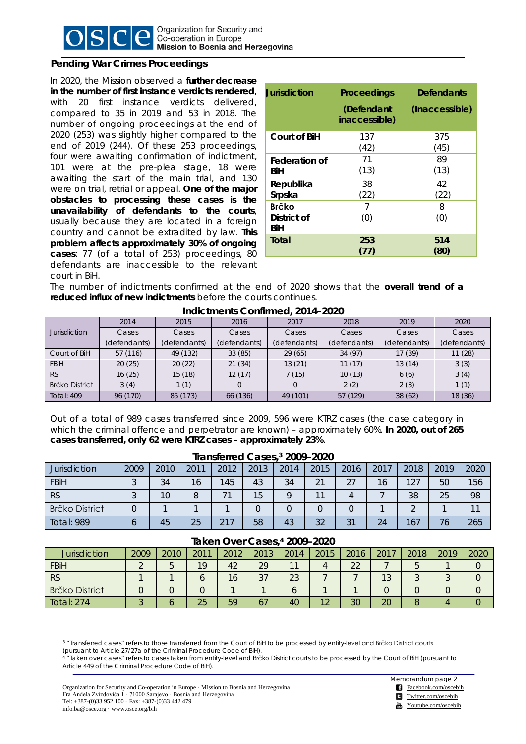## Pending War Crimes Proceedings

In 2020, the Mission observed a **further decrease in the number of first instance verdicts rendered**, with 20 first instance verdicts delivered, compared to 35 in 2019 and 53 in 2018. The number of ongoing proceedings at the end of 2020 (253) was slightly higher compared to the end of 2019 (244). Of these 253 proceedings, four were awaiting confirmation of indictment, 101 were at the pre-plea stage, 18 were awaiting the start of the main trial, and 130 were on trial, retrial or appeal. **One of the major obstacles to processing these cases is the unavailability of defendants to the courts**, usually because they are located in a foreign country and cannot be extradited by law. **This problem affects approximately 30% of ongoing cases**: 77 (of a total of 253) proceedings, 80 defendants are inaccessible to the relevant court in BiH.

| Jurisdiction | Proceedings (Defendant inaccessible) | Defendants (Inaccessible) |
|---|---|---|
| **Court of BiH** | 137 (42) | 375 (45) |
| **Federation of BiH** | 71 (13) | 89 (13) |
| **Republika Srpska** | 38 (22) | 42 (22) |
| **Brčko District of BiH** | 7 (0) | 8 (0) |
| **Total** | **253 (77)** | **514 (80)** |

The number of indictments confirmed at the end of 2020 shows that the **overall trend of a reduced influx of new indictments** before the courts continues.

**Indictments Confirmed, 2014–2020**

| Jurisdiction | 2014 | 2015 | 2016 | 2017 | 2018 | 2019 | 2020 |
|---|---|---|---|---|---|---|---|
| | Cases (defendants) | Cases (defendants) | Cases (defendants) | Cases (defendants) | Cases (defendants) | Cases (defendants) | Cases (defendants) |
| Court of BiH | 57 (116) | 49 (132) | 33 (85) | 29 (65) | 34 (97) | 17 (39) | 11 (28) |
| FBiH | 20 (25) | 20 (22) | 21 (34) | 13 (21) | 11 (17) | 13 (14) | 3 (3) |
| RS | 16 (25) | 15 (18) | 12 (17) | 7 (15) | 10 (13) | 6 (6) | 3 (4) |
| Brčko District | 3 (4) | 1 (1) | 0 | 0 | 2 (2) | 2 (3) | 1 (1) |
| Total: 409 | 96 (170) | 85 (173) | 66 (136) | 49 (101) | 57 (129) | 38 (62) | 18 (36) |

Out of a total of 989 cases transferred since 2009, 596 were KTRZ cases (the case category in which the criminal offence and perpetrator are known) – approximately 60%. **In 2020, out of 265 cases transferred, only 62 were KTRZ cases – approximately 23%**.

**Transferred Cases,[3] 2009–2020**

| Jurisdiction | 2009 | 2010 | 2011 | 2012 | 2013 | 2014 | 2015 | 2016 | 2017 | 2018 | 2019 | 2020 |
|---|---|---|---|---|---|---|---|---|---|---|---|---|
| FBiH | 3 | 34 | 16 | 145 | 43 | 34 | 21 | 27 | 16 | 127 | 50 | 156 |
| RS | 3 | 10 | 8 | 71 | 15 | 9 | 11 | 4 | 7 | 38 | 25 | 98 |
| Brčko District | 0 | 1 | 1 | 1 | 0 | 0 | 0 | 0 | 1 | 2 | 1 | 11 |
| Total: 989 | 6 | 45 | 25 | 217 | 58 | 43 | 32 | 31 | 24 | 167 | 76 | 265 |

**Taken Over Cases,[4] 2009–2020**

| Jurisdiction | 2009 | 2010 | 2011 | 2012 | 2013 | 2014 | 2015 | 2016 | 2017 | 2018 | 2019 | 2020 |
|---|---|---|---|---|---|---|---|---|---|---|---|---|
| FBiH | 2 | 5 | 19 | 42 | 29 | 11 | 4 | 22 | 7 | 5 | 1 | 0 |
| RS | 1 | 1 | 6 | 16 | 37 | 23 | 7 | 7 | 13 | 3 | 3 | 0 |
| Brčko District | 0 | 0 | 0 | 1 | 1 | 6 | 1 | 1 | 0 | 0 | 0 | 0 |
| Total: 274 | 3 | 6 | 25 | 59 | 67 | 40 | 12 | 30 | 20 | 8 | 4 | 0 |

[3] "Transferred cases" refers to those transferred from the Court of BiH to be processed by entity-level and Brčko District courts (pursuant to Article 27/27a of the Criminal Procedure Code of BiH).

[4] "Taken over cases" refers to cases taken from entity-level and Brčko District courts to be processed by the Court of BiH (pursuant to Article 449 of the Criminal Procedure Code of BiH).